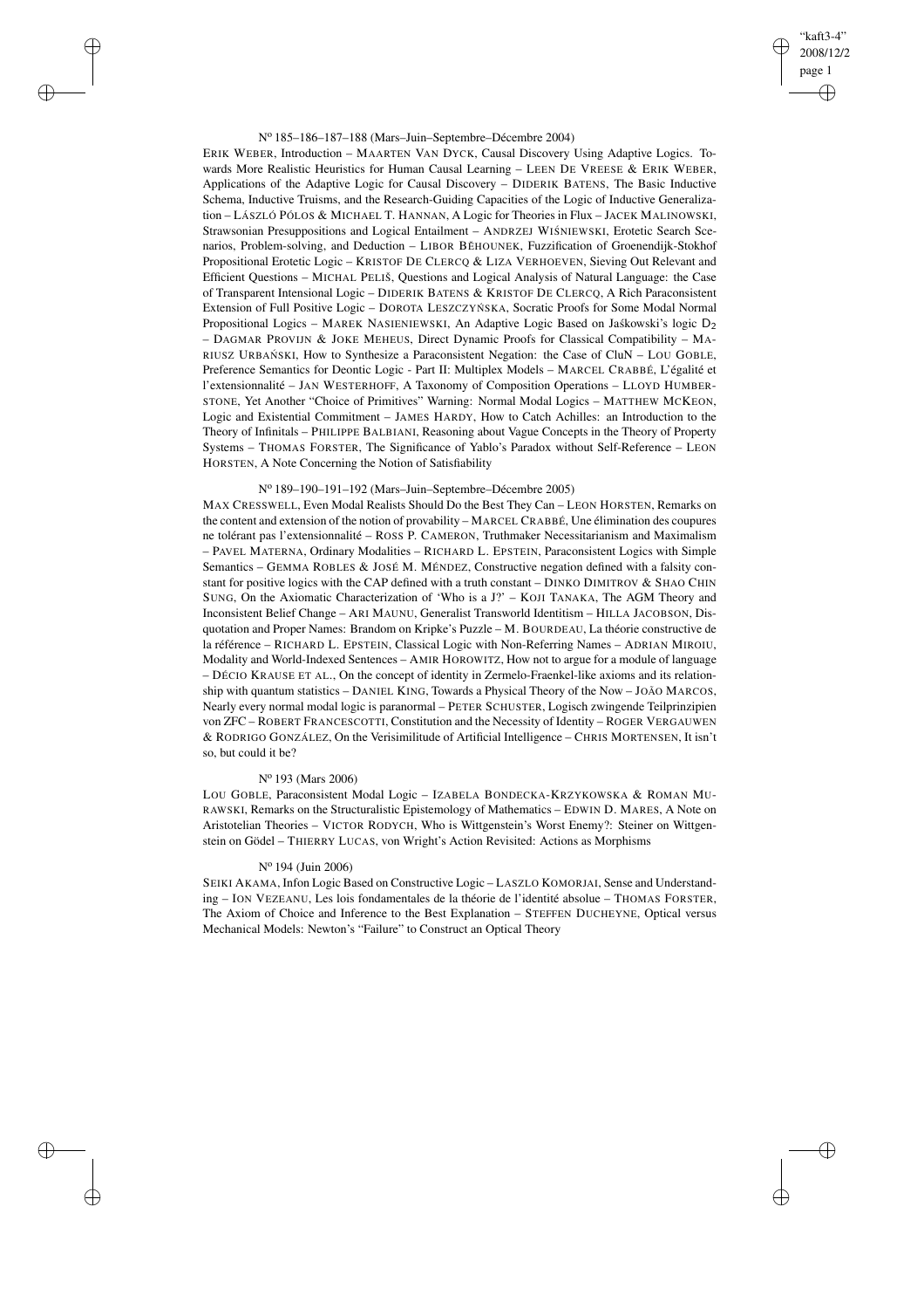N[o] 185–186–187–188 (Mars–Juin–Septembre–Décembre 2004)

ERIK WEBER, Introduction – MAARTEN VAN DYCK, Causal Discovery Using Adaptive Logics. Towards More Realistic Heuristics for Human Causal Learning – LEEN DE VREESE & ERIK WEBER, Applications of the Adaptive Logic for Causal Discovery – DIDERIK BATENS, The Basic Inductive Schema, Inductive Truisms, and the Research-Guiding Capacities of the Logic of Inductive Generalization – LÁSZLÓ PÓLOS & MICHAEL T. HANNAN, A Logic for Theories in Flux – JACEK MALINOWSKI, Strawsonian Presuppositions and Logical Entailment – ANDRZEJ WIŚNIEWSKI, Erotetic Search Scenarios, Problem-solving, and Deduction – LIBOR BĚHOUNEK, Fuzzification of Groenendijk-Stokhof Propositional Erotetic Logic – KRISTOF DE CLERCQ & LIZA VERHOEVEN, Sieving Out Relevant and Efficient Questions – MICHAL PELIŠ, Questions and Logical Analysis of Natural Language: the Case of Transparent Intensional Logic – DIDERIK BATENS & KRISTOF DE CLERCQ, A Rich Paraconsistent Extension of Full Positive Logic – DOROTA LESZCZYŃSKA, Socratic Proofs for Some Modal Normal Propositional Logics – MAREK NASIENIEWSKI, An Adaptive Logic Based on Jaśkowski's logic $D_2$ – DAGMAR PROVIJN & JOKE MEHEUS, Direct Dynamic Proofs for Classical Compatibility – MARIUSZ URBAŃSKI, How to Synthesize a Paraconsistent Negation: the Case of CluN – LOU GOBLE, Preference Semantics for Deontic Logic - Part II: Multiplex Models – MARCEL CRABBÉ, L'égalité et l'extensionnalité – JAN WESTERHOFF, A Taxonomy of Composition Operations – LLOYD HUMBERSTONE, Yet Another "Choice of Primitives" Warning: Normal Modal Logics – MATTHEW MCKEON, Logic and Existential Commitment – JAMES HARDY, How to Catch Achilles: an Introduction to the Theory of Infinitals – PHILIPPE BALBIANI, Reasoning about Vague Concepts in the Theory of Property Systems – THOMAS FORSTER, The Significance of Yablo's Paradox without Self-Reference – LEON HORSTEN, A Note Concerning the Notion of Satisfiability

N[o] 189–190–191–192 (Mars–Juin–Septembre–Décembre 2005)

MAX CRESSWELL, Even Modal Realists Should Do the Best They Can – LEON HORSTEN, Remarks on the content and extension of the notion of provability – MARCEL CRABBÉ, Une élimination des coupures ne tolérant pas l'extensionnalité – ROSS P. CAMERON, Truthmaker Necessitarianism and Maximalism – PAVEL MATERNA, Ordinary Modalities – RICHARD L. EPSTEIN, Paraconsistent Logics with Simple Semantics – GEMMA ROBLES & JOSÉ M. MÉNDEZ, Constructive negation defined with a falsity constant for positive logics with the CAP defined with a truth constant – DINKO DIMITROV & SHAO CHIN SUNG, On the Axiomatic Characterization of 'Who is a J?' – KOJI TANAKA, The AGM Theory and Inconsistent Belief Change – ARI MAUNU, Generalist Transworld Identitism – HILLA JACOBSON, Disquotation and Proper Names: Brandom on Kripke's Puzzle – M. BOURDEAU, La théorie constructive de la référence – RICHARD L. EPSTEIN, Classical Logic with Non-Referring Names – ADRIAN MIROIU, Modality and World-Indexed Sentences – AMIR HOROWITZ, How not to argue for a module of language – DÉCIO KRAUSE ET AL., On the concept of identity in Zermelo-Fraenkel-like axioms and its relationship with quantum statistics – DANIEL KING, Towards a Physical Theory of the Now – JOÃO MARCOS, Nearly every normal modal logic is paranormal – PETER SCHUSTER, Logisch zwingende Teilprinzipien von ZFC – ROBERT FRANCESCOTTI, Constitution and the Necessity of Identity – ROGER VERGAUWEN & RODRIGO GONZÁLEZ, On the Verisimilitude of Artificial Intelligence – CHRIS MORTENSEN, It isn't so, but could it be?

N[o] 193 (Mars 2006)

LOU GOBLE, Paraconsistent Modal Logic – IZABELA BONDECKA-KRZYKOWSKA & ROMAN MURAWSKI, Remarks on the Structuralistic Epistemology of Mathematics – EDWIN D. MARES, A Note on Aristotelian Theories – VICTOR RODYCH, Who is Wittgenstein's Worst Enemy?: Steiner on Wittgenstein on Gödel – THIERRY LUCAS, von Wright's Action Revisited: Actions as Morphisms

N[o] 194 (Juin 2006)

SEIKI AKAMA, Infon Logic Based on Constructive Logic – LASZLO KOMORJAI, Sense and Understanding – ION VEZEANU, Les lois fondamentales de la théorie de l'identité absolue – THOMAS FORSTER, The Axiom of Choice and Inference to the Best Explanation – STEFFEN DUCHEYNE, Optical versus Mechanical Models: Newton's "Failure" to Construct an Optical Theory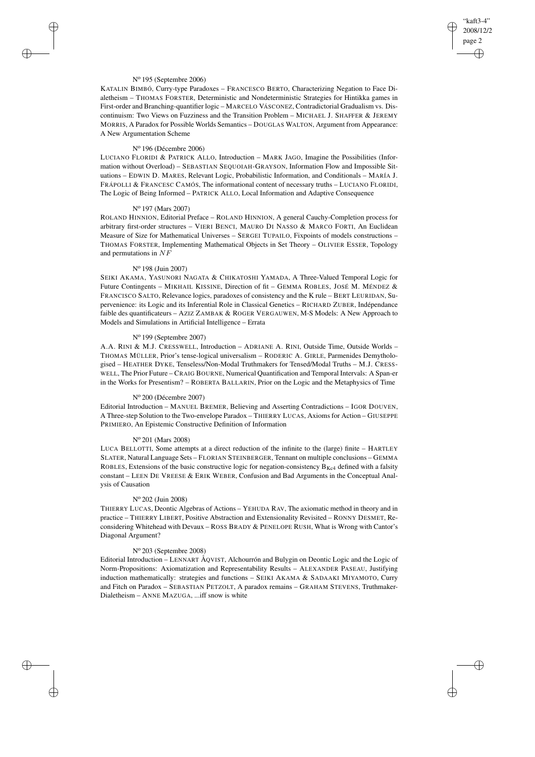N[o] 195 (Septembre 2006)

KATALIN BIMBÓ, Curry-type Paradoxes – FRANCESCO BERTO, Characterizing Negation to Face Dialetheism – THOMAS FORSTER, Deterministic and Nondeterministic Strategies for Hintikka games in First-order and Branching-quantifier logic – MARCELO VÁSCONEZ, Contradictorial Gradualism vs. Discontinuism: Two Views on Fuzziness and the Transition Problem – MICHAEL J. SHAFFER & JEREMY MORRIS, A Paradox for Possible Worlds Semantics – DOUGLAS WALTON, Argument from Appearance: A New Argumentation Scheme

N[o] 196 (Décembre 2006)

LUCIANO FLORIDI & PATRICK ALLO, Introduction – MARK JAGO, Imagine the Possibilities (Information without Overload) – SEBASTIAN SEQUOIAH-GRAYSON, Information Flow and Impossible Situations – EDWIN D. MARES, Relevant Logic, Probabilistic Information, and Conditionals – MARÍA J. FRÁPOLLI & FRANCESC CAMÓS, The informational content of necessary truths – LUCIANO FLORIDI, The Logic of Being Informed – PATRICK ALLO, Local Information and Adaptive Consequence

N[o] 197 (Mars 2007)

ROLAND HINNION, Editorial Preface – ROLAND HINNION, A general Cauchy-Completion process for arbitrary first-order structures – VIERI BENCI, MAURO DI NASSO & MARCO FORTI, An Euclidean Measure of Size for Mathematical Universes – SERGEI TUPAILO, Fixpoints of models constructions – THOMAS FORSTER, Implementing Mathematical Objects in Set Theory – OLIVIER ESSER, Topology and permutations in $NF$

N[o] 198 (Juin 2007)

SEIKI AKAMA, YASUNORI NAGATA & CHIKATOSHI YAMADA, A Three-Valued Temporal Logic for Future Contingents – MIKHAIL KISSINE, Direction of fit – GEMMA ROBLES, JOSÉ M. MÉNDEZ & FRANCISCO SALTO, Relevance logics, paradoxes of consistency and the K rule – BERT LEURIDAN, Supervenience: its Logic and its Inferential Role in Classical Genetics – RICHARD ZUBER, Indépendance faible des quantificateurs – AZIZ ZAMBAK & ROGER VERGAUWEN, M-S Models: A New Approach to Models and Simulations in Artificial Intelligence – Errata

N[o] 199 (Septembre 2007)

A.A. RINI & M.J. CRESSWELL, Introduction – ADRIANE A. RINI, Outside Time, Outside Worlds – THOMAS MÜLLER, Prior's tense-logical universalism – RODERIC A. GIRLE, Parmenides Demythologised – HEATHER DYKE, Tenseless/Non-Modal Truthmakers for Tensed/Modal Truths – M.J. CRESSWELL, The Prior Future – CRAIG BOURNE, Numerical Quantification and Temporal Intervals: A Span-er in the Works for Presentism? – ROBERTA BALLARIN, Prior on the Logic and the Metaphysics of Time

N[o] 200 (Décembre 2007)

Editorial Introduction – MANUEL BREMER, Believing and Asserting Contradictions – IGOR DOUVEN, A Three-step Solution to the Two-envelope Paradox – THIERRY LUCAS, Axioms for Action – GIUSEPPE PRIMIERO, An Epistemic Constructive Definition of Information

N[o] 201 (Mars 2008)

LUCA BELLOTTI, Some attempts at a direct reduction of the infinite to the (large) finite – HARTLEY SLATER, Natural Language Sets – FLORIAN STEINBERGER, Tennant on multiple conclusions – GEMMA ROBLES, Extensions of the basic constructive logic for negation-consistency $B_{Kc4}$ defined with a falsity constant – LEEN DE VREESE & ERIK WEBER, Confusion and Bad Arguments in the Conceptual Analysis of Causation

N[o] 202 (Juin 2008)

THIERRY LUCAS, Deontic Algebras of Actions – YEHUDA RAV, The axiomatic method in theory and in practice – THIERRY LIBERT, Positive Abstraction and Extensionality Revisited – RONNY DESMET, Reconsidering Whitehead with Devaux – ROSS BRADY & PENELOPE RUSH, What is Wrong with Cantor's Diagonal Argument?

N[o] 203 (Septembre 2008)

Editorial Introduction – LENNART ÅQVIST, Alchourrón and Bulygin on Deontic Logic and the Logic of Norm-Propositions: Axiomatization and Representability Results – ALEXANDER PASEAU, Justifying induction mathematically: strategies and functions – SEIKI AKAMA & SADAAKI MIYAMOTO, Curry and Fitch on Paradox – SEBASTIAN PETZOLT, A paradox remains – GRAHAM STEVENS, Truthmaker-Dialetheism – ANNE MAZUGA, ...iff snow is white